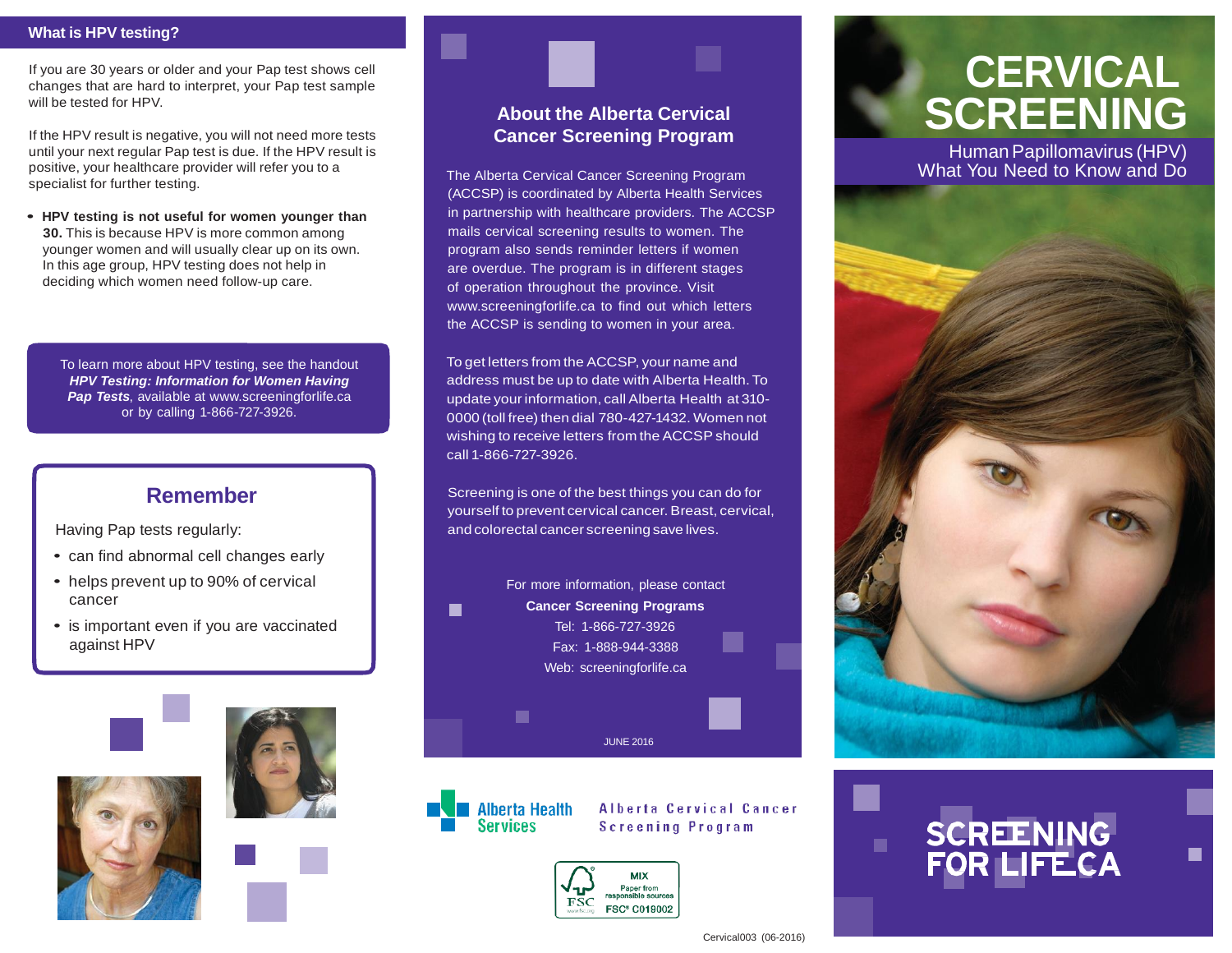## What is HPV testing?

If you are 30 years or older and your Pap test shows cell changes that are hard to interpret, your Pap test sample will be tested for HPV.

If the HPV result is negative, you will not need more tests until your next regular Pap test is due. If the HPV result is positive, your healthcare provider will refer you to a specialist for further testing.

- **HPV testing is not useful for women younger than 30.** This is because HPV is more common among younger women and will usually clear up on its own. In this age group, HPV testing does not help in deciding which women need follow-up care.

To learn more about HPV testing, see the handout ***HPV Testing: Information for Women Having Pap Tests***, available at www.screeningforlife.ca or by calling 1-866-727-3926.

## Remember

Having Pap tests regularly:

- can find abnormal cell changes early
- helps prevent up to 90% of cervical cancer
- is important even if you are vaccinated against HPV

## About the Alberta Cervical Cancer Screening Program

The Alberta Cervical Cancer Screening Program (ACCSP) is coordinated by Alberta Health Services in partnership with healthcare providers. The ACCSP mails cervical screening results to women. The program also sends reminder letters if women are overdue. The program is in different stages of operation throughout the province. Visit www.screeningforlife.ca to find out which letters the ACCSP is sending to women in your area.

To get letters from the ACCSP, your name and address must be up to date with Alberta Health. To update your information, call Alberta Health at 310-0000 (toll free) then dial 780-427-1432. Women not wishing to receive letters from the ACCSP should call 1-866-727-3926.

Screening is one of the best things you can do for yourself to prevent cervical cancer. Breast, cervical, and colorectal cancer screening save lives.

For more information, please contact
**Cancer Screening Programs**
Tel: 1-866-727-3926
Fax: 1-888-944-3388
Web: screeningforlife.ca

JUNE 2016

Alberta Health Services

Alberta Cervical Cancer Screening Program

MIX
Paper from responsible sources
FSC® C019002

Cervical003 (06-2016)

# CERVICAL SCREENING

Human Papillomavirus (HPV)
What You Need to Know and Do

SCREENING FOR LIFE.CA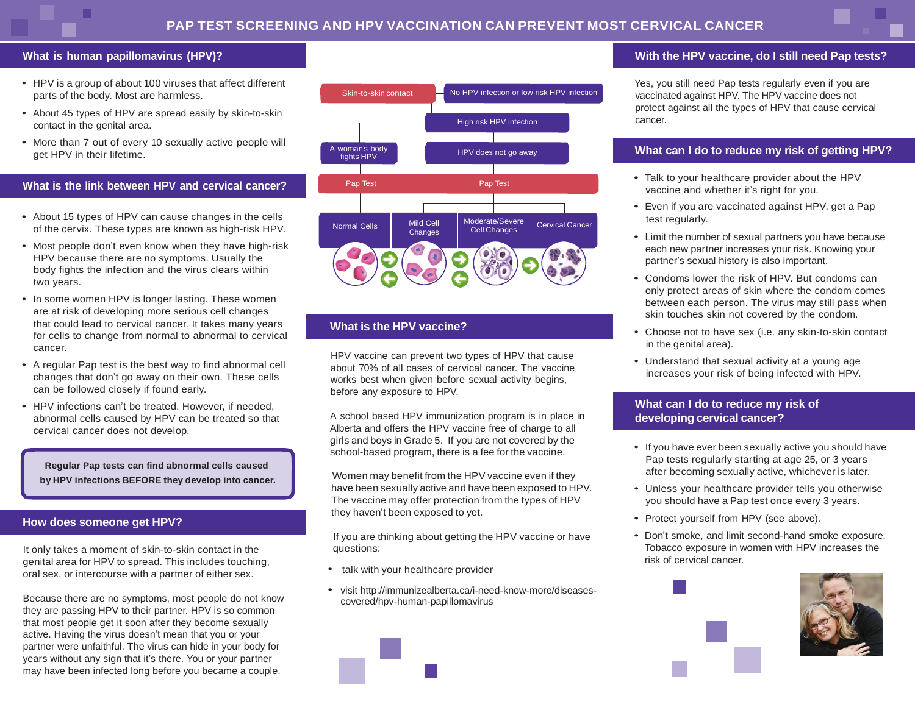# PAP TEST SCREENING AND HPV VACCINATION CAN PREVENT MOST CERVICAL CANCER

## What is human papillomavirus (HPV)?

- HPV is a group of about 100 viruses that affect different parts of the body. Most are harmless.
- About 45 types of HPV are spread easily by skin-to-skin contact in the genital area.
- More than 7 out of every 10 sexually active people will get HPV in their lifetime.

## What is the link between HPV and cervical cancer?

- About 15 types of HPV can cause changes in the cells of the cervix. These types are known as high-risk HPV.
- Most people don't even know when they have high-risk HPV because there are no symptoms. Usually the body fights the infection and the virus clears within two years.
- In some women HPV is longer lasting. These women are at risk of developing more serious cell changes that could lead to cervical cancer. It takes many years for cells to change from normal to abnormal to cervical cancer.
- A regular Pap test is the best way to find abnormal cell changes that don't go away on their own. These cells can be followed closely if found early.
- HPV infections can't be treated. However, if needed, abnormal cells caused by HPV can be treated so that cervical cancer does not develop.

**Regular Pap tests can find abnormal cells caused by HPV infections BEFORE they develop into cancer.**

## How does someone get HPV?

It only takes a moment of skin-to-skin contact in the genital area for HPV to spread. This includes touching, oral sex, or intercourse with a partner of either sex.

Because there are no symptoms, most people do not know they are passing HPV to their partner. HPV is so common that most people get it soon after they become sexually active. Having the virus doesn't mean that you or your partner were unfaithful. The virus can hide in your body for years without any sign that it's there. You or your partner may have been infected long before you became a couple.

Skin-to-skin contact
No HPV infection or low risk HPV infection
High risk HPV infection
A woman's body fights HPV
HPV does not go away
Pap Test
Pap Test
Normal Cells
Mild Cell Changes
Moderate/Severe Cell Changes
Cervical Cancer

## What is the HPV vaccine?

HPV vaccine can prevent two types of HPV that cause about 70% of all cases of cervical cancer. The vaccine works best when given before sexual activity begins, before any exposure to HPV.

A school based HPV immunization program is in place in Alberta and offers the HPV vaccine free of charge to all girls and boys in Grade 5. If you are not covered by the school-based program, there is a fee for the vaccine.

Women may benefit from the HPV vaccine even if they have been sexually active and have been exposed to HPV. The vaccine may offer protection from the types of HPV they haven't been exposed to yet.

If you are thinking about getting the HPV vaccine or have questions:

- talk with your healthcare provider
- visit http://immunizealberta.ca/i-need-know-more/diseases-covered/hpv-human-papillomavirus

## With the HPV vaccine, do I still need Pap tests?

Yes, you still need Pap tests regularly even if you are vaccinated against HPV. The HPV vaccine does not protect against all the types of HPV that cause cervical cancer.

## What can I do to reduce my risk of getting HPV?

- Talk to your healthcare provider about the HPV vaccine and whether it's right for you.
- Even if you are vaccinated against HPV, get a Pap test regularly.
- Limit the number of sexual partners you have because each new partner increases your risk. Knowing your partner's sexual history is also important.
- Condoms lower the risk of HPV. But condoms can only protect areas of skin where the condom comes between each person. The virus may still pass when skin touches skin not covered by the condom.
- Choose not to have sex (i.e. any skin-to-skin contact in the genital area).
- Understand that sexual activity at a young age increases your risk of being infected with HPV.

## What can I do to reduce my risk of developing cervical cancer?

- If you have ever been sexually active you should have Pap tests regularly starting at age 25, or 3 years after becoming sexually active, whichever is later.
- Unless your healthcare provider tells you otherwise you should have a Pap test once every 3 years.
- Protect yourself from HPV (see above).
- Don't smoke, and limit second-hand smoke exposure. Tobacco exposure in women with HPV increases the risk of cervical cancer.